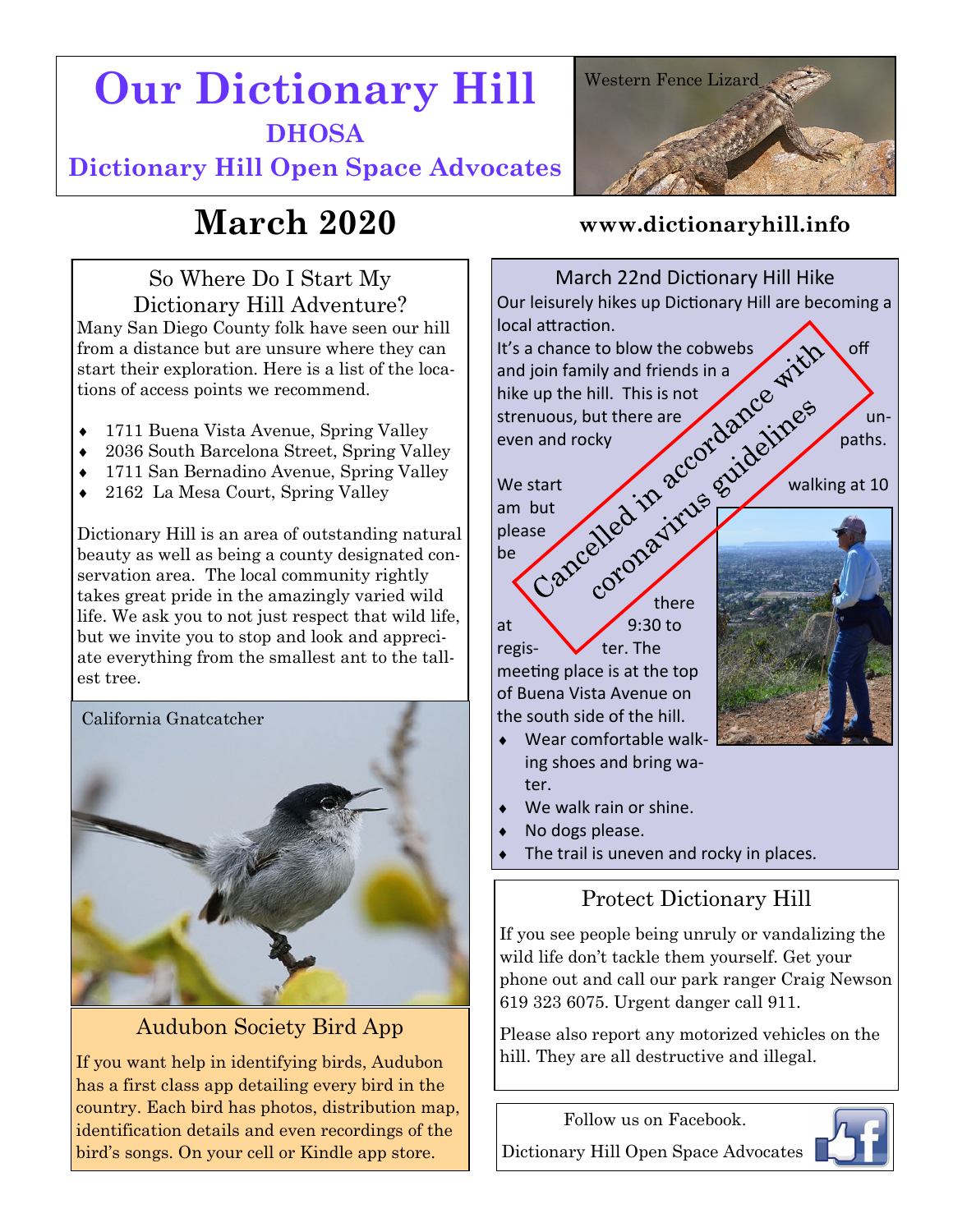# Our Dictionary Hill

## DHOSA

## Dictionary Hill Open Space Advocates

Western Fence Lizard

# March 2020

**www.dictionaryhill.info**

### So Where Do I Start My Dictionary Hill Adventure?

Many San Diego County folk have seen our hill from a distance but are unsure where they can start their exploration. Here is a list of the locations of access points we recommend.

- 1711 Buena Vista Avenue, Spring Valley
- 2036 South Barcelona Street, Spring Valley
- 1711 San Bernadino Avenue, Spring Valley
- 2162 La Mesa Court, Spring Valley

Dictionary Hill is an area of outstanding natural beauty as well as being a county designated conservation area. The local community rightly takes great pride in the amazingly varied wild life. We ask you to not just respect that wild life, but we invite you to stop and look and appreciate everything from the smallest ant to the tallest tree.

California Gnatcatcher

### Audubon Society Bird App

If you want help in identifying birds, Audubon has a first class app detailing every bird in the country. Each bird has photos, distribution map, identification details and even recordings of the bird's songs. On your cell or Kindle app store.

### March 22nd Dictionary Hill Hike

**Cancelled in accordance with coronavirus guidelines**

Our leisurely hikes up Dictionary Hill are becoming a local attraction.

It's a chance to blow the cobwebs off and join family and friends in a hike up the hill. This is not strenuous, but there are uneven and rocky paths.

We start walking at 10 am but please be there at 9:30 to register. The meeting place is at the top of Buena Vista Avenue on the south side of the hill.

- Wear comfortable walking shoes and bring water.
- We walk rain or shine.
- No dogs please.
- The trail is uneven and rocky in places.

### Protect Dictionary Hill

If you see people being unruly or vandalizing the wild life don't tackle them yourself. Get your phone out and call our park ranger Craig Newson 619 323 6075. Urgent danger call 911.

Please also report any motorized vehicles on the hill. They are all destructive and illegal.

Follow us on Facebook.

Dictionary Hill Open Space Advocates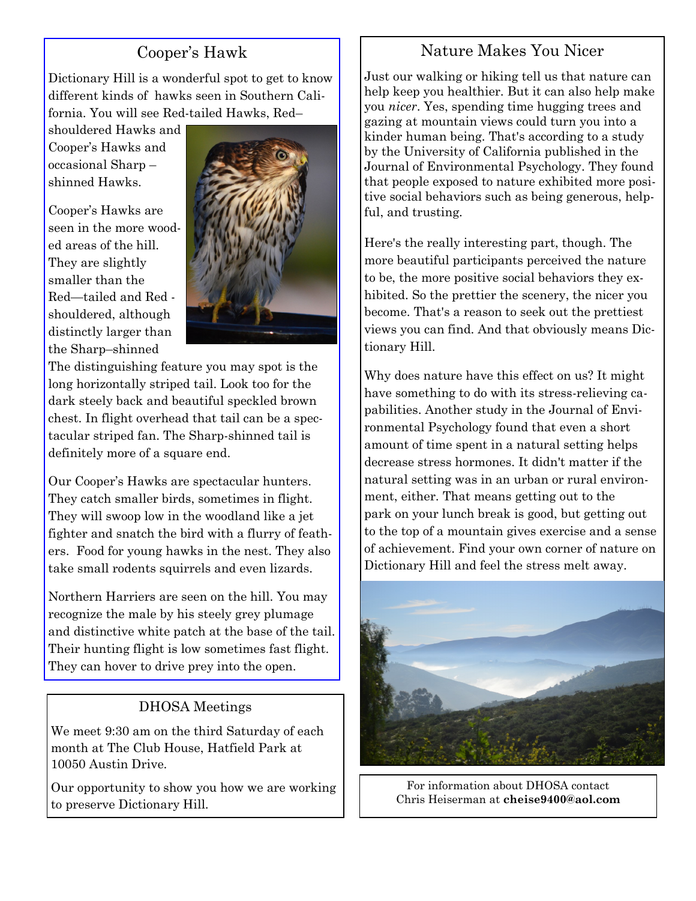## Cooper's Hawk

Dictionary Hill is a wonderful spot to get to know different kinds of hawks seen in Southern California. You will see Red-tailed Hawks, Red–shouldered Hawks and Cooper's Hawks and occasional Sharp –shinned Hawks.

Cooper's Hawks are seen in the more wooded areas of the hill. They are slightly smaller than the Red—tailed and Red - shouldered, although distinctly larger than the Sharp–shinned The distinguishing feature you may spot is the long horizontally striped tail. Look too for the dark steely back and beautiful speckled brown chest. In flight overhead that tail can be a spectacular striped fan. The Sharp-shinned tail is definitely more of a square end.

Our Cooper's Hawks are spectacular hunters. They catch smaller birds, sometimes in flight. They will swoop low in the woodland like a jet fighter and snatch the bird with a flurry of feathers. Food for young hawks in the nest. They also take small rodents squirrels and even lizards.

Northern Harriers are seen on the hill. You may recognize the male by his steely grey plumage and distinctive white patch at the base of the tail. Their hunting flight is low sometimes fast flight. They can hover to drive prey into the open.

## DHOSA Meetings

We meet 9:30 am on the third Saturday of each month at The Club House, Hatfield Park at 10050 Austin Drive.

Our opportunity to show you how we are working to preserve Dictionary Hill.

## Nature Makes You Nicer

Just our walking or hiking tell us that nature can help keep you healthier. But it can also help make you *nicer*. Yes, spending time hugging trees and gazing at mountain views could turn you into a kinder human being. That's according to a study by the University of California published in the Journal of Environmental Psychology. They found that people exposed to nature exhibited more positive social behaviors such as being generous, helpful, and trusting.

Here's the really interesting part, though. The more beautiful participants perceived the nature to be, the more positive social behaviors they exhibited. So the prettier the scenery, the nicer you become. That's a reason to seek out the prettiest views you can find. And that obviously means Dictionary Hill.

Why does nature have this effect on us? It might have something to do with its stress-relieving capabilities. Another study in the Journal of Environmental Psychology found that even a short amount of time spent in a natural setting helps decrease stress hormones. It didn't matter if the natural setting was in an urban or rural environment, either. That means getting out to the park on your lunch break is good, but getting out to the top of a mountain gives exercise and a sense of achievement. Find your own corner of nature on Dictionary Hill and feel the stress melt away.

For information about DHOSA contact Chris Heiserman at **cheise9400@aol.com**